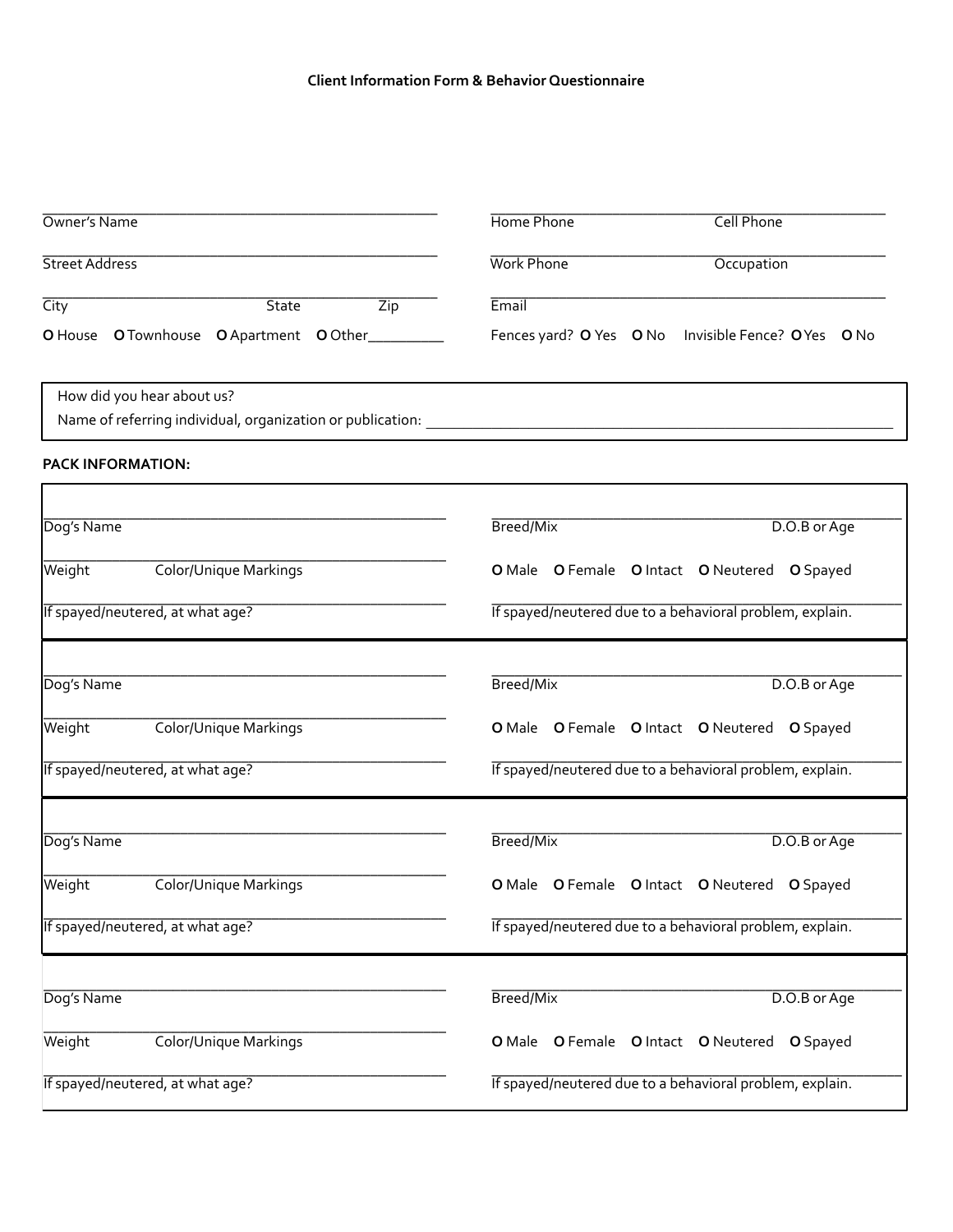**Client Information Form & Behavior Questionnaire**

Owner's Name ______________________________

Street Address ______________________________

City ______________ State ______ Zip ______

O House  O Townhouse  O Apartment  O Other__________

Home Phone ______________ Cell Phone ______________

Work Phone ______________ Occupation ______________

Email ______________________________

Fences yard? O Yes  O No   Invisible Fence? O Yes  O No

How did you hear about us?
Name of referring individual, organization or publication: ______________________________

**PACK INFORMATION:**

Dog's Name ______________________________

Breed/Mix ______________ D.O.B or Age ______

Weight ______ Color/Unique Markings ______________

O Male  O Female  O Intact  O Neutered  O Spayed

If spayed/neutered, at what age? ______________

If spayed/neutered due to a behavioral problem, explain. ______________

---

Dog's Name ______________________________

Breed/Mix ______________ D.O.B or Age ______

Weight ______ Color/Unique Markings ______________

O Male  O Female  O Intact  O Neutered  O Spayed

If spayed/neutered, at what age? ______________

If spayed/neutered due to a behavioral problem, explain. ______________

---

Dog's Name ______________________________

Breed/Mix ______________ D.O.B or Age ______

Weight ______ Color/Unique Markings ______________

O Male  O Female  O Intact  O Neutered  O Spayed

If spayed/neutered, at what age? ______________

If spayed/neutered due to a behavioral problem, explain. ______________

---

Dog's Name ______________________________

Breed/Mix ______________ D.O.B or Age ______

Weight ______ Color/Unique Markings ______________

O Male  O Female  O Intact  O Neutered  O Spayed

If spayed/neutered, at what age? ______________

If spayed/neutered due to a behavioral problem, explain. ______________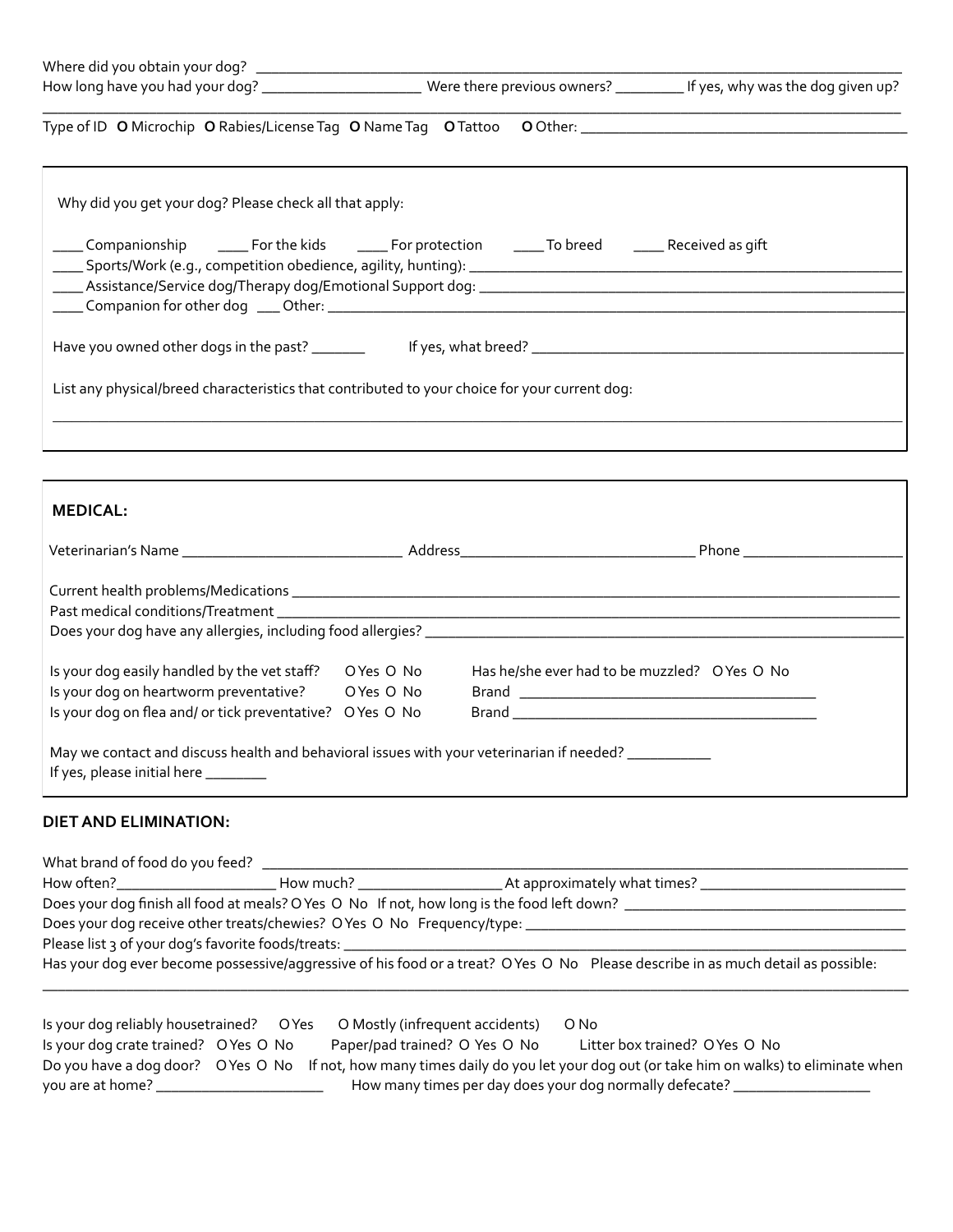Where did you obtain your dog? ______________________________________________________________________________

How long have you had your dog? ____________________ Were there previous owners? _________ If yes, why was the dog given up?

______________________________________________________________________________________________________________

Type of ID O Microchip O Rabies/License Tag O Name Tag O Tattoo O Other: ___________________________________________

Why did you get your dog? Please check all that apply:

____ Companionship ____ For the kids ____ For protection ____ To breed ____ Received as gift

____ Sports/Work (e.g., competition obedience, agility, hunting): _______________________________________________________

____ Assistance/Service dog/Therapy dog/Emotional Support dog: _______________________________________________________

____ Companion for other dog ___ Other: _____________________________________________________________________________

Have you owned other dogs in the past? _______ If yes, what breed? _______________________________________________

List any physical/breed characteristics that contributed to your choice for your current dog:

______________________________________________________________________________________________________________

## MEDICAL:

Veterinarian's Name _____________________________ Address_______________________________ Phone _____________________

Current health problems/Medications ___________________________________________________________________________

Past medical conditions/Treatment _____________________________________________________________________________

Does your dog have any allergies, including food allergies? ________________________________________________________

Is your dog easily handled by the vet staff? O Yes O No Has he/she ever had to be muzzled? O Yes O No

Is your dog on heartworm preventative? O Yes O No Brand _______________________________________

Is your dog on flea and/ or tick preventative? O Yes O No Brand _______________________________________

May we contact and discuss health and behavioral issues with your veterinarian if needed? ___________

If yes, please initial here ________

## DIET AND ELIMINATION:

What brand of food do you feed? _______________________________________________________________________________

How often?____________________ How much? __________________ At approximately what times? ___________________________

Does your dog finish all food at meals? O Yes O No If not, how long is the food left down? ___________________________________

Does your dog receive other treats/chewies? O Yes O No Frequency/type: __________________________________________________

Please list 3 of your dog's favorite foods/treats: ____________________________________________________________________

Has your dog ever become possessive/aggressive of his food or a treat? O Yes O No Please describe in as much detail as possible:

______________________________________________________________________________________________________________

Is your dog reliably housetrained? O Yes O Mostly (infrequent accidents) O No

Is your dog crate trained? O Yes O No Paper/pad trained? O Yes O No Litter box trained? O Yes O No

Do you have a dog door? O Yes O No If not, how many times daily do you let your dog out (or take him on walks) to eliminate when you are at home? ______________________ How many times per day does your dog normally defecate? __________________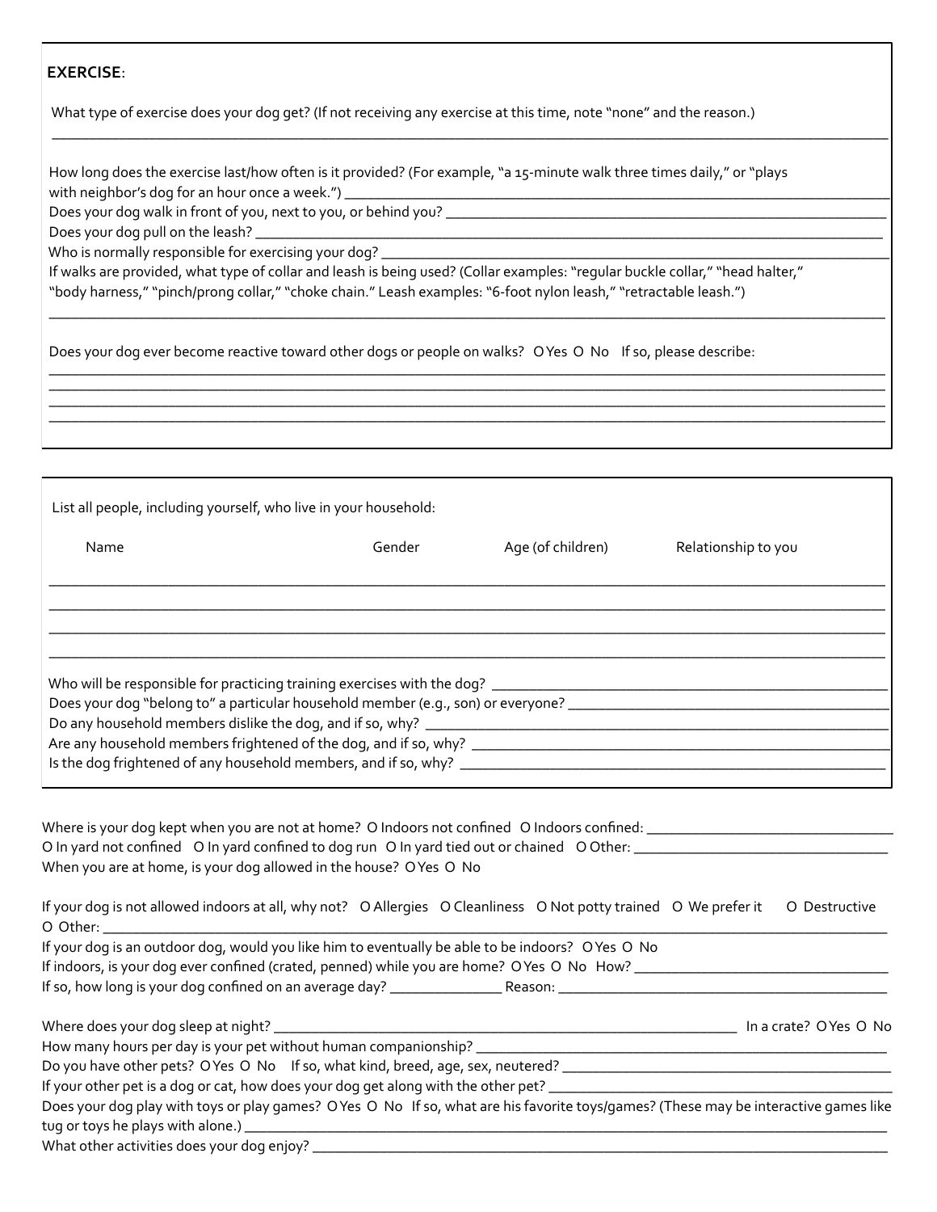**EXERCISE**:

What type of exercise does your dog get? (If not receiving any exercise at this time, note "none" and the reason.)

_______________________________________________________________________________

How long does the exercise last/how often is it provided? (For example, "a 15-minute walk three times daily," or "plays with neighbor's dog for an hour once a week.") ________________________________

Does your dog walk in front of you, next to you, or behind you? ________________________________

Does your dog pull on the leash? ________________________________

Who is normally responsible for exercising your dog? ________________________________

If walks are provided, what type of collar and leash is being used? (Collar examples: "regular buckle collar," "head halter," "body harness," "pinch/prong collar," "choke chain." Leash examples: "6-foot nylon leash," "retractable leash.")

_______________________________________________________________________________

Does your dog ever become reactive toward other dogs or people on walks? O Yes O No If so, please describe:

_______________________________________________________________________________

_______________________________________________________________________________

_______________________________________________________________________________

_______________________________________________________________________________

List all people, including yourself, who live in your household:

| Name | Gender | Age (of children) | Relationship to you |
|---|---|---|---|
| | | | |
| | | | |
| | | | |
| | | | |

Who will be responsible for practicing training exercises with the dog? ________________________________

Does your dog "belong to" a particular household member (e.g., son) or everyone? ________________________________

Do any household members dislike the dog, and if so, why? ________________________________

Are any household members frightened of the dog, and if so, why? ________________________________

Is the dog frightened of any household members, and if so, why? ________________________________

Where is your dog kept when you are not at home? O Indoors not confined O Indoors confined: ________________

O In yard not confined O In yard confined to dog run O In yard tied out or chained O Other: ________________

When you are at home, is your dog allowed in the house? O Yes O No

If your dog is not allowed indoors at all, why not? O Allergies O Cleanliness O Not potty trained O We prefer it O Destructive O Other: ________________________________

If your dog is an outdoor dog, would you like him to eventually be able to be indoors? O Yes O No

If indoors, is your dog ever confined (crated, penned) while you are home? O Yes O No How? ________________

If so, how long is your dog confined on an average day? ______________ Reason: ________________

Where does your dog sleep at night? ________________________________ In a crate? O Yes O No

How many hours per day is your pet without human companionship? ________________________________

Do you have other pets? O Yes O No If so, what kind, breed, age, sex, neutered? ________________________________

If your other pet is a dog or cat, how does your dog get along with the other pet? ________________________________

Does your dog play with toys or play games? O Yes O No If so, what are his favorite toys/games? (These may be interactive games like tug or toys he plays with alone.) ________________________________

What other activities does your dog enjoy? ________________________________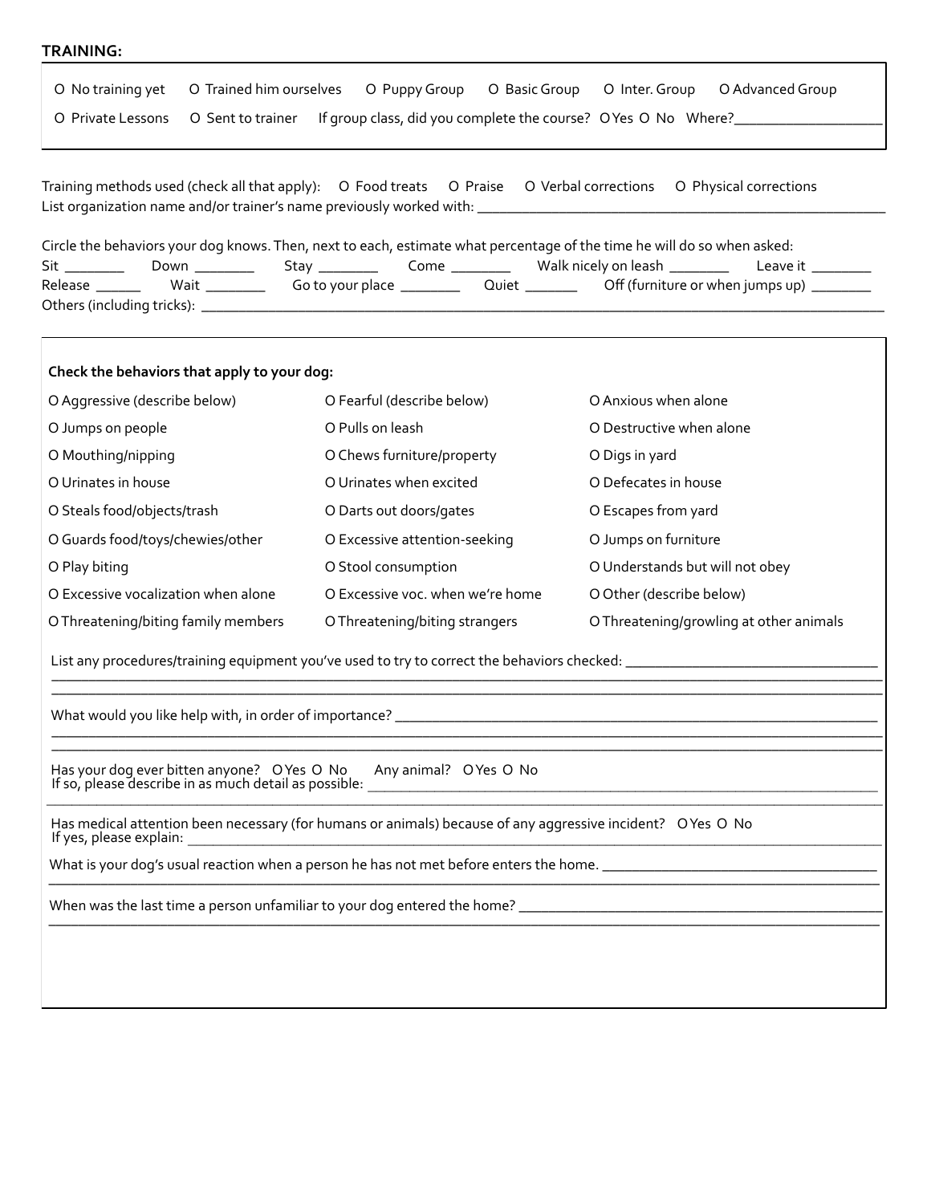**TRAINING:**

O No training yet   O Trained him ourselves   O Puppy Group   O Basic Group   O Inter. Group   O Advanced Group

O Private Lessons   O Sent to trainer   If group class, did you complete the course?  O Yes  O No   Where?___________________

Training methods used (check all that apply):   O Food treats   O Praise   O Verbal corrections   O Physical corrections

List organization name and/or trainer's name previously worked with: ________________________________________________________

Circle the behaviors your dog knows. Then, next to each, estimate what percentage of the time he will do so when asked:

Sit ________   Down ________   Stay ________   Come ________   Walk nicely on leash ________   Leave it ________

Release ______   Wait ________   Go to your place ________   Quiet _______   Off (furniture or when jumps up) ________

Others (including tricks): ______________________________________________________________________________________________

**Check the behaviors that apply to your dog:**

| | | |
|---|---|---|
| O Aggressive (describe below) | O Fearful (describe below) | O Anxious when alone |
| O Jumps on people | O Pulls on leash | O Destructive when alone |
| O Mouthing/nipping | O Chews furniture/property | O Digs in yard |
| O Urinates in house | O Urinates when excited | O Defecates in house |
| O Steals food/objects/trash | O Darts out doors/gates | O Escapes from yard |
| O Guards food/toys/chewies/other | O Excessive attention-seeking | O Jumps on furniture |
| O Play biting | O Stool consumption | O Understands but will not obey |
| O Excessive vocalization when alone | O Excessive voc. when we're home | O Other (describe below) |
| O Threatening/biting family members | O Threatening/biting strangers | O Threatening/growling at other animals |

List any procedures/training equipment you've used to try to correct the behaviors checked: _________________________________

______________________________________________________________________________________________________________

______________________________________________________________________________________________________________

What would you like help with, in order of importance? ________________________________________________________________

______________________________________________________________________________________________________________

______________________________________________________________________________________________________________

Has your dog ever bitten anyone?  O Yes  O No   Any animal?  O Yes  O No

If so, please describe in as much detail as possible: _____________________________________________________________________

______________________________________________________________________________________________________________

Has medical attention been necessary (for humans or animals) because of any aggressive incident?  O Yes  O No

If yes, please explain: ________________________________________________________________________________________________

What is your dog's usual reaction when a person he has not met before enters the home. ____________________________________

______________________________________________________________________________________________________________

When was the last time a person unfamiliar to your dog entered the home? __________________________________________________

______________________________________________________________________________________________________________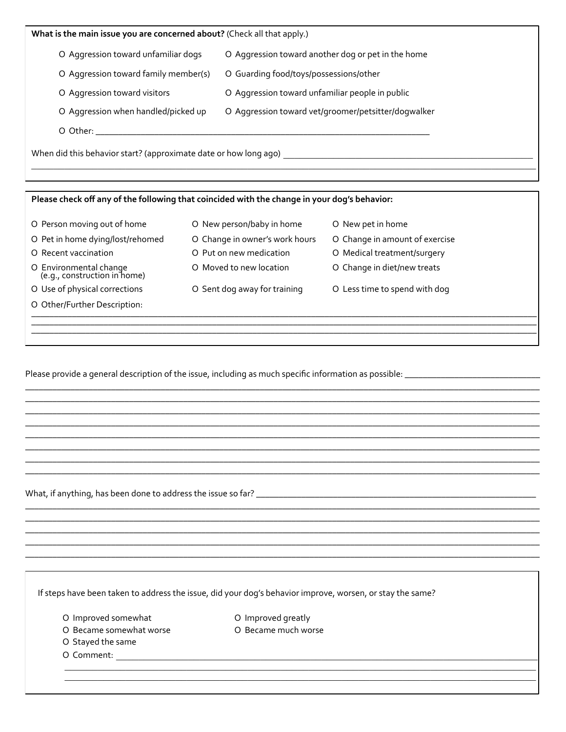**What is the main issue you are concerned about?** (Check all that apply.)

- O Aggression toward unfamiliar dogs
- O Aggression toward another dog or pet in the home
- O Aggression toward family member(s)
- O Guarding food/toys/possessions/other
- O Aggression toward visitors
- O Aggression toward unfamiliar people in public
- O Aggression when handled/picked up
- O Aggression toward vet/groomer/petsitter/dogwalker
- O Other: ____________________________________________________________

When did this behavior start? (approximate date or how long ago) ____________________________________________
____________________________________________________________________________________________

**Please check off any of the following that coincided with the change in your dog's behavior:**

- O Person moving out of home
- O New person/baby in home
- O New pet in home
- O Pet in home dying/lost/rehomed
- O Change in owner's work hours
- O Change in amount of exercise
- O Recent vaccination
- O Put on new medication
- O Medical treatment/surgery
- O Environmental change (e.g., construction in home)
- O Moved to new location
- O Change in diet/new treats
- O Use of physical corrections
- O Sent dog away for training
- O Less time to spend with dog
- O Other/Further Description:

____________________________________________________________________________________________
____________________________________________________________________________________________
____________________________________________________________________________________________

Please provide a general description of the issue, including as much specific information as possible: ____________________
____________________________________________________________________________________________
____________________________________________________________________________________________
____________________________________________________________________________________________
____________________________________________________________________________________________
____________________________________________________________________________________________
____________________________________________________________________________________________
____________________________________________________________________________________________
____________________________________________________________________________________________

What, if anything, has been done to address the issue so far? ______________________________________________
____________________________________________________________________________________________
____________________________________________________________________________________________
____________________________________________________________________________________________
____________________________________________________________________________________________
____________________________________________________________________________________________

If steps have been taken to address the issue, did your dog's behavior improve, worsen, or stay the same?

- O Improved somewhat
- O Improved greatly
- O Became somewhat worse
- O Became much worse
- O Stayed the same
- O Comment: ______________________________________________________________________

____________________________________________________________________________________________
____________________________________________________________________________________________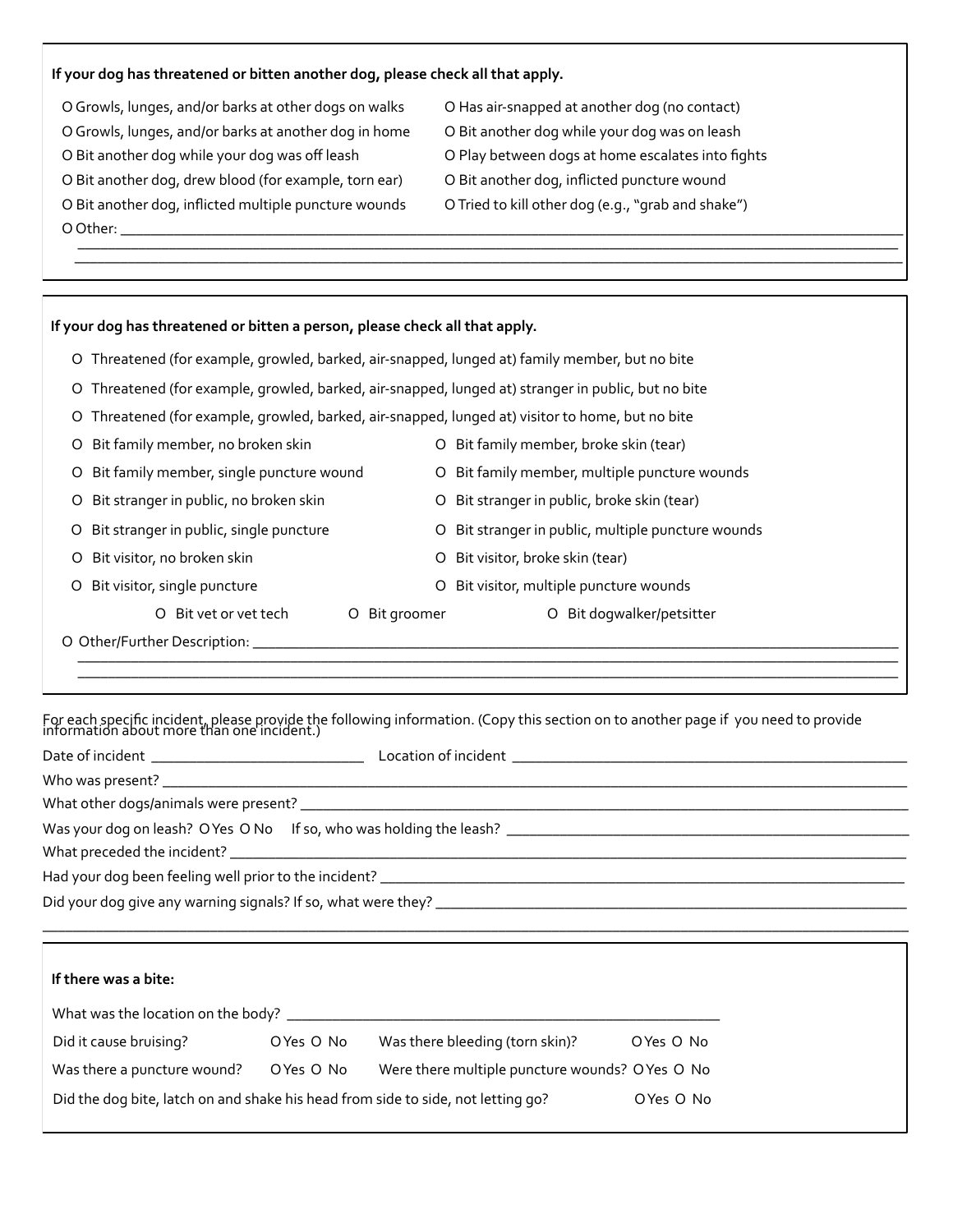**If your dog has threatened or bitten another dog, please check all that apply.**

- O Growls, lunges, and/or barks at other dogs on walks
- O Growls, lunges, and/or barks at another dog in home
- O Bit another dog while your dog was off leash
- O Bit another dog, drew blood (for example, torn ear)
- O Bit another dog, inflicted multiple puncture wounds
- O Has air-snapped at another dog (no contact)
- O Bit another dog while your dog was on leash
- O Play between dogs at home escalates into fights
- O Bit another dog, inflicted puncture wound
- O Tried to kill other dog (e.g., "grab and shake")
- O Other: ______________________________________________

______________________________________________

______________________________________________

**If your dog has threatened or bitten a person, please check all that apply.**

- O Threatened (for example, growled, barked, air-snapped, lunged at) family member, but no bite
- O Threatened (for example, growled, barked, air-snapped, lunged at) stranger in public, but no bite
- O Threatened (for example, growled, barked, air-snapped, lunged at) visitor to home, but no bite
- O Bit family member, no broken skin
- O Bit family member, broke skin (tear)
- O Bit family member, single puncture wound
- O Bit family member, multiple puncture wounds
- O Bit stranger in public, no broken skin
- O Bit stranger in public, broke skin (tear)
- O Bit stranger in public, single puncture
- O Bit stranger in public, multiple puncture wounds
- O Bit visitor, no broken skin
- O Bit visitor, broke skin (tear)
- O Bit visitor, single puncture
- O Bit visitor, multiple puncture wounds
- O Bit vet or vet tech
- O Bit groomer
- O Bit dogwalker/petsitter
- O Other/Further Description: ______________________________________________

______________________________________________

______________________________________________

For each specific incident, please provide the following information. (Copy this section on to another page if you need to provide information about more than one incident.)

Date of incident ____________________ Location of incident ______________________________

Who was present? ______________________________________________

What other dogs/animals were present? ______________________________________________

Was your dog on leash? O Yes O No If so, who was holding the leash? ______________________________

What preceded the incident? ______________________________________________

Had your dog been feeling well prior to the incident? ______________________________________________

Did your dog give any warning signals? If so, what were they? ______________________________________________

______________________________________________

**If there was a bite:**

What was the location on the body? ______________________________________________

| | | | |
|---|---|---|---|
| Did it cause bruising? | O Yes O No | Was there bleeding (torn skin)? | O Yes O No |
| Was there a puncture wound? | O Yes O No | Were there multiple puncture wounds? | O Yes O No |

Did the dog bite, latch on and shake his head from side to side, not letting go? O Yes O No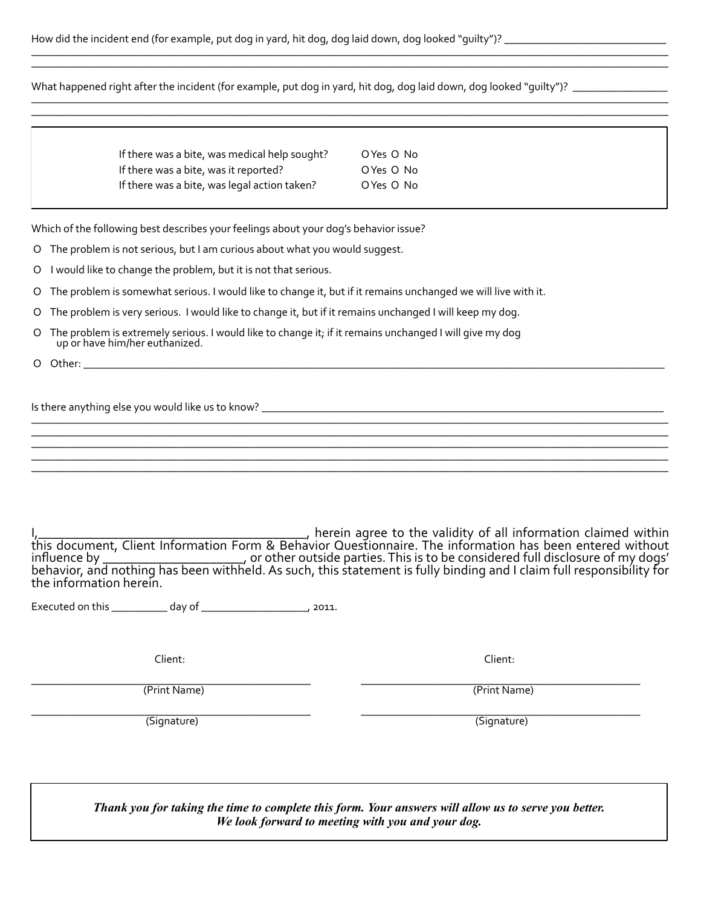How did the incident end (for example, put dog in yard, hit dog, dog laid down, dog looked "guilty")? ______________________________
______________________________________________________________________________________________________________
______________________________________________________________________________________________________________

What happened right after the incident (for example, put dog in yard, hit dog, dog laid down, dog looked "guilty")? _________________
______________________________________________________________________________________________________________
______________________________________________________________________________________________________________

| | |
|---|---|
| If there was a bite, was medical help sought? | O Yes O No |
| If there was a bite, was it reported? | O Yes O No |
| If there was a bite, was legal action taken? | O Yes O No |

Which of the following best describes your feelings about your dog's behavior issue?

O The problem is not serious, but I am curious about what you would suggest.

O I would like to change the problem, but it is not that serious.

O The problem is somewhat serious. I would like to change it, but if it remains unchanged we will live with it.

O The problem is very serious. I would like to change it, but if it remains unchanged I will keep my dog.

O The problem is extremely serious. I would like to change it; if it remains unchanged I will give my dog up or have him/her euthanized.

O Other: ______________________________________________________________________________________________________

Is there anything else you would like us to know? _____________________________________________________________________
______________________________________________________________________________________________________________
______________________________________________________________________________________________________________
______________________________________________________________________________________________________________
______________________________________________________________________________________________________________
______________________________________________________________________________________________________________

I,__________________________________________, herein agree to the validity of all information claimed within this document, Client Information Form & Behavior Questionnaire. The information has been entered without influence by ______________________, or other outside parties. This is to be considered full disclosure of my dogs' behavior, and nothing has been withheld. As such, this statement is fully binding and I claim full responsibility for the information herein.

Executed on this __________ day of ___________________, 2011.

| Client: | Client: |
|---|---|
| ______________________________ (Print Name) | ______________________________ (Print Name) |
| ______________________________ (Signature) | ______________________________ (Signature) |

***Thank you for taking the time to complete this form. Your answers will allow us to serve you better. We look forward to meeting with you and your dog.***